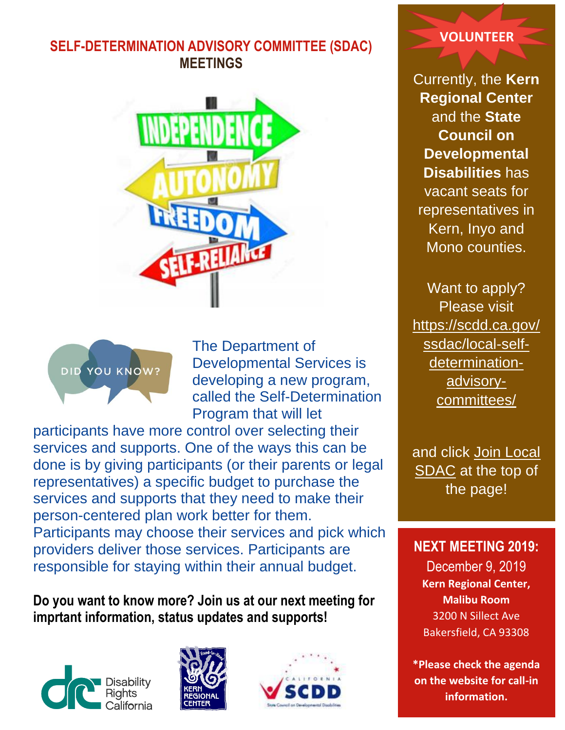# SELF-DETERMINATION ADVISORY COMMITTEE (SDAC) MEETINGS

The Department of Developmental Services is developing a new program, called the Self-Determination Program that will let participants have more control over selecting their services and supports. One of the ways this can be done is by giving participants (or their parents or legal representatives) a specific budget to purchase the services and supports that they need to make their person-centered plan work better for them. Participants may choose their services and pick which providers deliver those services. Participants are responsible for staying within their annual budget.

**Do you want to know more? Join us at our next meeting for imprtant information, status updates and supports!**

## VOLUNTEER

Currently, the **Kern Regional Center** and the **State Council on Developmental Disabilities** has vacant seats for representatives in Kern, Inyo and Mono counties.

Want to apply? Please visit https://scdd.ca.gov/ssdac/local-self-determination-advisory-committees/

and click Join Local SDAC at the top of the page!

## NEXT MEETING 2019:

December 9, 2019

**Kern Regional Center, Malibu Room**

3200 N Sillect Ave

Bakersfield, CA 93308

***Please check the agenda on the website for call-in information.**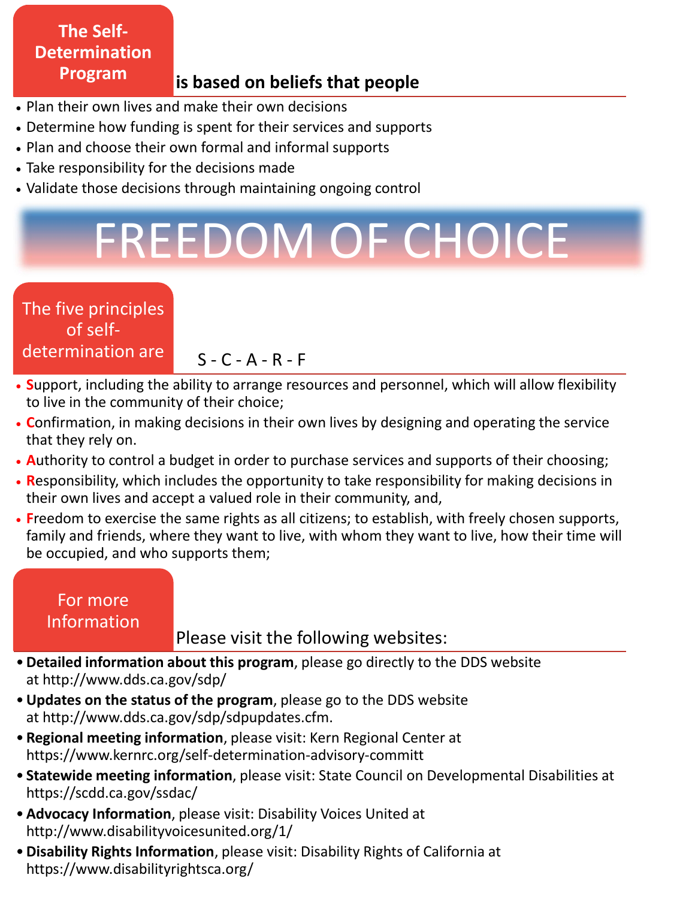## The Self-Determination Program is based on beliefs that people

- Plan their own lives and make their own decisions
- Determine how funding is spent for their services and supports
- Plan and choose their own formal and informal supports
- Take responsibility for the decisions made
- Validate those decisions through maintaining ongoing control

# FREEDOM OF CHOICE

## The five principles of self-determination are S - C - A - R - F

- **S**upport, including the ability to arrange resources and personnel, which will allow flexibility to live in the community of their choice;
- **C**onfirmation, in making decisions in their own lives by designing and operating the service that they rely on.
- **A**uthority to control a budget in order to purchase services and supports of their choosing;
- **R**esponsibility, which includes the opportunity to take responsibility for making decisions in their own lives and accept a valued role in their community, and,
- **F**reedom to exercise the same rights as all citizens; to establish, with freely chosen supports, family and friends, where they want to live, with whom they want to live, how their time will be occupied, and who supports them;

## For more Information

Please visit the following websites:

- **Detailed information about this program**, please go directly to the DDS website at http://www.dds.ca.gov/sdp/
- **Updates on the status of the program**, please go to the DDS website at http://www.dds.ca.gov/sdp/sdpupdates.cfm.
- **Regional meeting information**, please visit: Kern Regional Center at https://www.kernrc.org/self-determination-advisory-committ
- **Statewide meeting information**, please visit: State Council on Developmental Disabilities at https://scdd.ca.gov/ssdac/
- **Advocacy Information**, please visit: Disability Voices United at http://www.disabilityvoicesunited.org/1/
- **Disability Rights Information**, please visit: Disability Rights of California at https://www.disabilityrightsca.org/